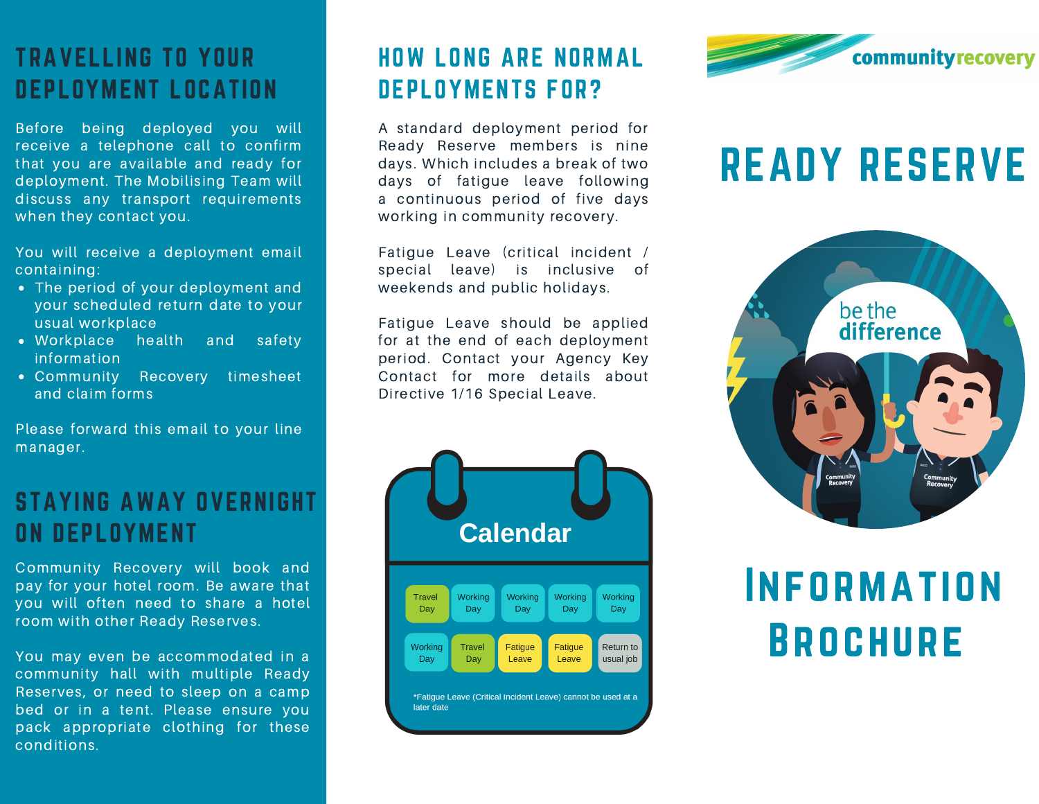## TRAVELLING TO YOUR DEPLOYMENT LOCATION

Before being deployed you will receive a telephone call to confirm that you are available and ready for deployment. The Mobilising Team will discuss any transport requirements when they contact you.

You will receive a deployment email containing:

- The period of your deployment and your scheduled return date to your usual workplace
- Workplace health and safety information
- Community Recovery timesheet and claim forms

Please forward this email to your line manager.

## STAYING AWAY OVERNIGHT ON DEPLOYMENT

Community Recovery will book and pay for your hotel room. Be aware that you will often need to share a hotel room with other Ready Reserves.

You may even be accommodated in a community hall with multiple Ready Reserves, or need to sleep on a camp bed or in a tent. Please ensure you pack appropriate clothing for these conditions.

## HOW LONG ARE NORMAL DEPLOYMENTS FOR?

A standard deployment period for Ready Reserve members is nine days. Which includes a break of two days of fatigue leave following a continuous period of five days working in community recovery.

Fatigue Leave (critical incident / special leave) is inclusive of weekends and public holidays.

Fatigue Leave should be applied for at the end of each deployment period. Contact your Agency Key Contact for more details about Directive 1/16 Special Leave.

**Calendar**

| | | | | |
|---|---|---|---|---|
| Travel Day | Working Day | Working Day | Working Day | Working Day |
| Working Day | Travel Day | Fatigue Leave | Fatigue Leave | Return to usual job |

*Fatigue Leave (Critical Incident Leave) cannot be used at a later date

community recovery

# READY RESERVE

be the difference

# INFORMATION BROCHURE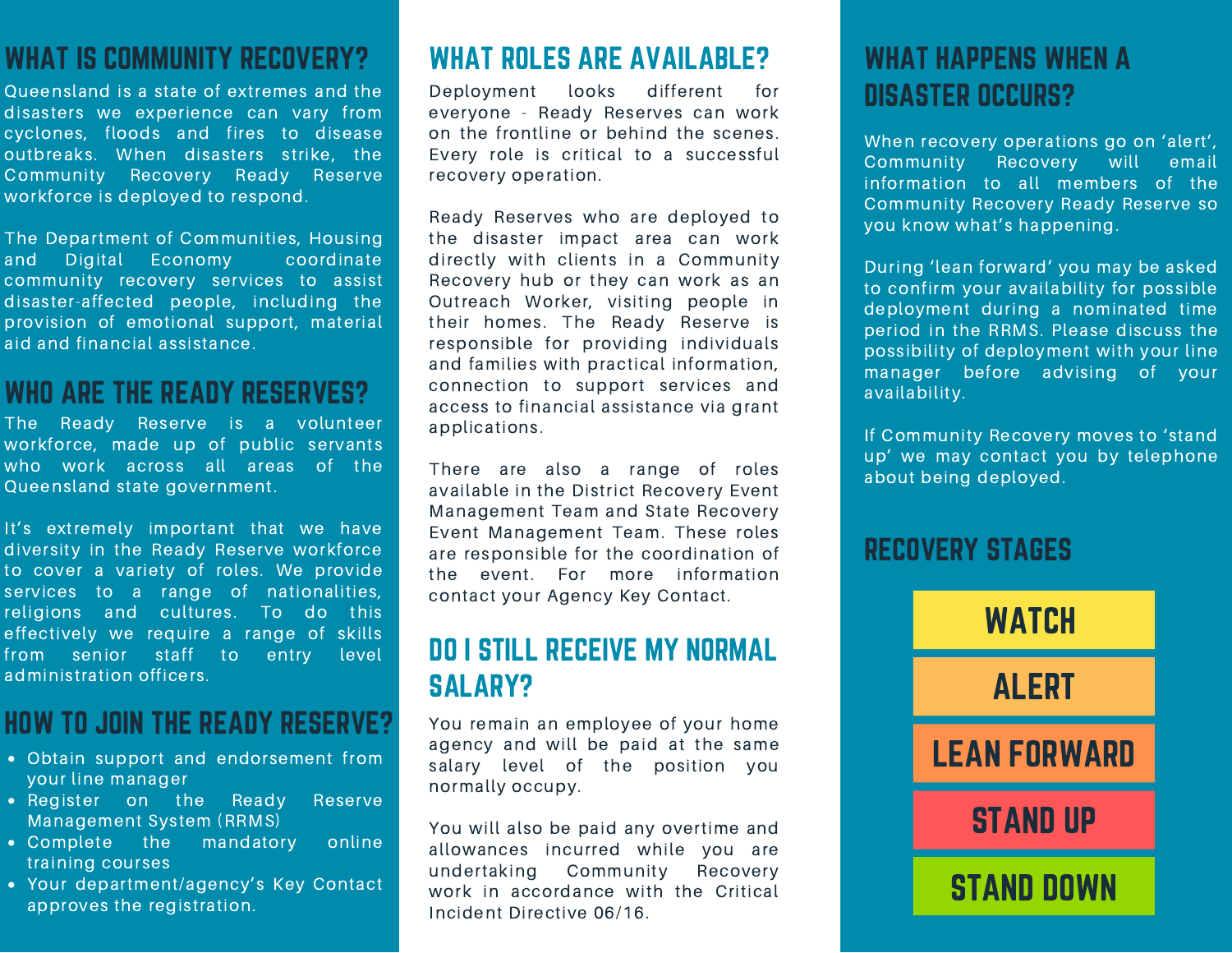## WHAT IS COMMUNITY RECOVERY?

Queensland is a state of extremes and the disasters we experience can vary from cyclones, floods and fires to disease outbreaks. When disasters strike, the Community Recovery Ready Reserve workforce is deployed to respond.

The Department of Communities, Housing and Digital Economy coordinate community recovery services to assist disaster-affected people, including the provision of emotional support, material aid and financial assistance.

## WHO ARE THE READY RESERVES?

The Ready Reserve is a volunteer workforce, made up of public servants who work across all areas of the Queensland state government.

It's extremely important that we have diversity in the Ready Reserve workforce to cover a variety of roles. We provide services to a range of nationalities, religions and cultures. To do this effectively we require a range of skills from senior staff to entry level administration officers.

## HOW TO JOIN THE READY RESERVE?

- Obtain support and endorsement from your line manager
- Register on the Ready Reserve Management System (RRMS)
- Complete the mandatory online training courses
- Your department/agency's Key Contact approves the registration.

## WHAT ROLES ARE AVAILABLE?

Deployment looks different for everyone - Ready Reserves can work on the frontline or behind the scenes. Every role is critical to a successful recovery operation.

Ready Reserves who are deployed to the disaster impact area can work directly with clients in a Community Recovery hub or they can work as an Outreach Worker, visiting people in their homes. The Ready Reserve is responsible for providing individuals and families with practical information, connection to support services and access to financial assistance via grant applications.

There are also a range of roles available in the District Recovery Event Management Team and State Recovery Event Management Team. These roles are responsible for the coordination of the event. For more information contact your Agency Key Contact.

## DO I STILL RECEIVE MY NORMAL SALARY?

You remain an employee of your home agency and will be paid at the same salary level of the position you normally occupy.

You will also be paid any overtime and allowances incurred while you are undertaking Community Recovery work in accordance with the Critical Incident Directive 06/16.

## WHAT HAPPENS WHEN A DISASTER OCCURS?

When recovery operations go on 'alert', Community Recovery will email information to all members of the Community Recovery Ready Reserve so you know what's happening.

During 'lean forward' you may be asked to confirm your availability for possible deployment during a nominated time period in the RRMS. Please discuss the possibility of deployment with your line manager before advising of your availability.

If Community Recovery moves to 'stand up' we may contact you by telephone about being deployed.

## RECOVERY STAGES

WATCH

ALERT

LEAN FORWARD

STAND UP

STAND DOWN